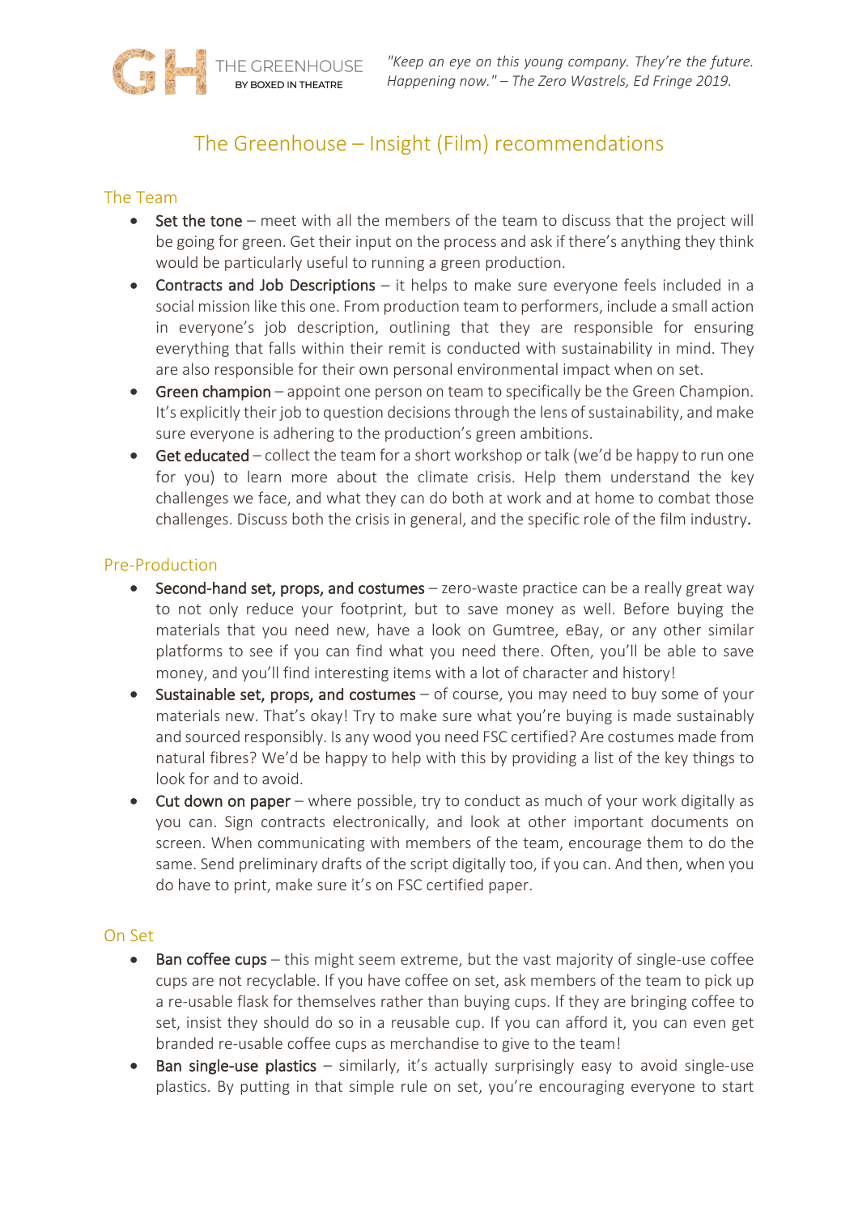"Keep an eye on this young company. They're the future. Happening now." – The Zero Wastrels, Ed Fringe 2019.

# The Greenhouse – Insight (Film) recommendations

## The Team

- **Set the tone** – meet with all the members of the team to discuss that the project will be going for green. Get their input on the process and ask if there's anything they think would be particularly useful to running a green production.
- **Contracts and Job Descriptions** – it helps to make sure everyone feels included in a social mission like this one. From production team to performers, include a small action in everyone's job description, outlining that they are responsible for ensuring everything that falls within their remit is conducted with sustainability in mind. They are also responsible for their own personal environmental impact when on set.
- **Green champion** – appoint one person on team to specifically be the Green Champion. It's explicitly their job to question decisions through the lens of sustainability, and make sure everyone is adhering to the production's green ambitions.
- **Get educated** – collect the team for a short workshop or talk (we'd be happy to run one for you) to learn more about the climate crisis. Help them understand the key challenges we face, and what they can do both at work and at home to combat those challenges. Discuss both the crisis in general, and the specific role of the film industry.

## Pre-Production

- **Second-hand set, props, and costumes** – zero-waste practice can be a really great way to not only reduce your footprint, but to save money as well. Before buying the materials that you need new, have a look on Gumtree, eBay, or any other similar platforms to see if you can find what you need there. Often, you'll be able to save money, and you'll find interesting items with a lot of character and history!
- **Sustainable set, props, and costumes** – of course, you may need to buy some of your materials new. That's okay! Try to make sure what you're buying is made sustainably and sourced responsibly. Is any wood you need FSC certified? Are costumes made from natural fibres? We'd be happy to help with this by providing a list of the key things to look for and to avoid.
- **Cut down on paper** – where possible, try to conduct as much of your work digitally as you can. Sign contracts electronically, and look at other important documents on screen. When communicating with members of the team, encourage them to do the same. Send preliminary drafts of the script digitally too, if you can. And then, when you do have to print, make sure it's on FSC certified paper.

## On Set

- **Ban coffee cups** – this might seem extreme, but the vast majority of single-use coffee cups are not recyclable. If you have coffee on set, ask members of the team to pick up a re-usable flask for themselves rather than buying cups. If they are bringing coffee to set, insist they should do so in a reusable cup. If you can afford it, you can even get branded re-usable coffee cups as merchandise to give to the team!
- **Ban single-use plastics** – similarly, it's actually surprisingly easy to avoid single-use plastics. By putting in that simple rule on set, you're encouraging everyone to start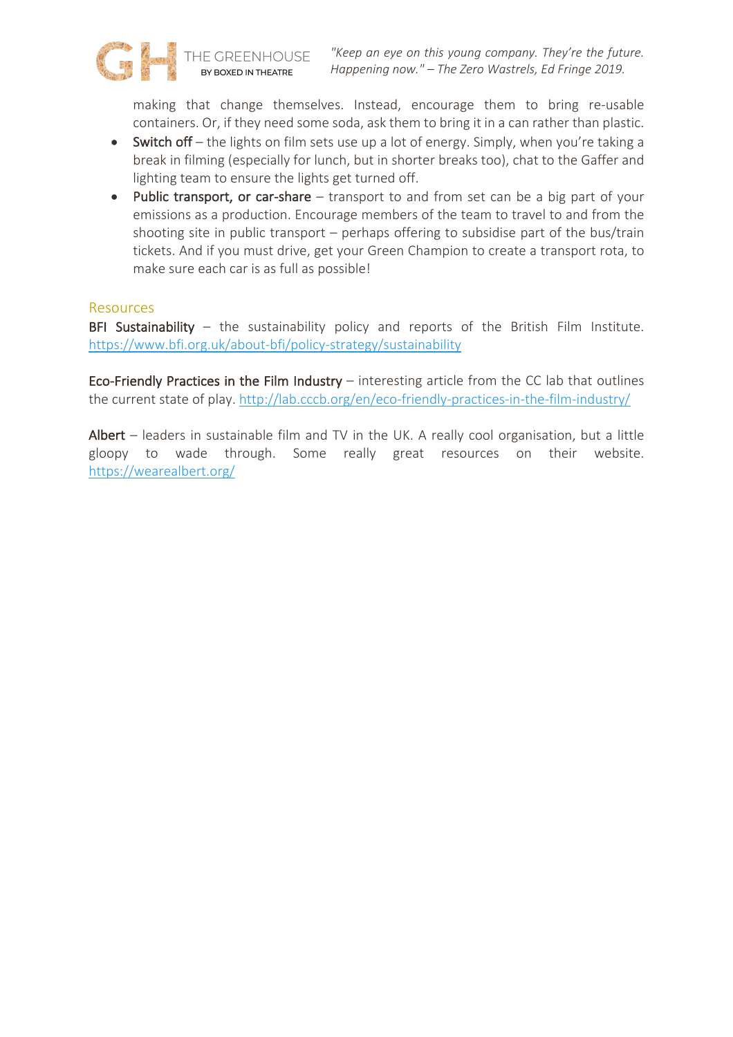making that change themselves. Instead, encourage them to bring re-usable containers. Or, if they need some soda, ask them to bring it in a can rather than plastic.

- **Switch off** – the lights on film sets use up a lot of energy. Simply, when you're taking a break in filming (especially for lunch, but in shorter breaks too), chat to the Gaffer and lighting team to ensure the lights get turned off.
- **Public transport, or car-share** – transport to and from set can be a big part of your emissions as a production. Encourage members of the team to travel to and from the shooting site in public transport – perhaps offering to subsidise part of the bus/train tickets. And if you must drive, get your Green Champion to create a transport rota, to make sure each car is as full as possible!

## Resources

**BFI Sustainability** – the sustainability policy and reports of the British Film Institute. https://www.bfi.org.uk/about-bfi/policy-strategy/sustainability

**Eco-Friendly Practices in the Film Industry** – interesting article from the CC lab that outlines the current state of play. http://lab.cccb.org/en/eco-friendly-practices-in-the-film-industry/

**Albert** – leaders in sustainable film and TV in the UK. A really cool organisation, but a little gloopy to wade through. Some really great resources on their website. https://wearealbert.org/